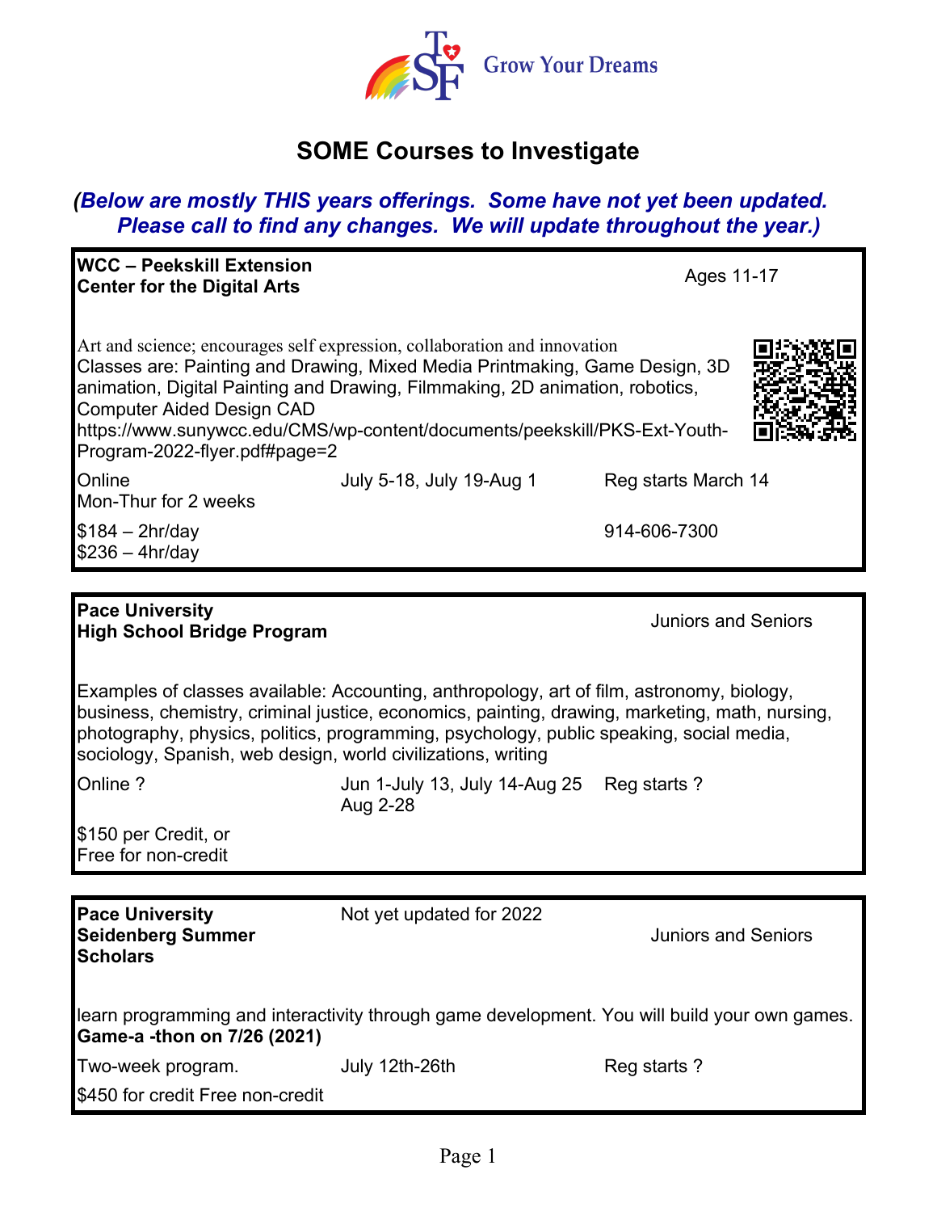Grow Your Dreams

# SOME Courses to Investigate

***(Below are mostly THIS years offerings. Some have not yet been updated. Please call to find any changes. We will update throughout the year.)***

| **WCC – Peekskill Extension**<br>**Center for the Digital Arts** | | Ages 11-17 |
|---|---|---|
| Art and science; encourages self expression, collaboration and innovation<br>Classes are: Painting and Drawing, Mixed Media Printmaking, Game Design, 3D animation, Digital Painting and Drawing, Filmmaking, 2D animation, robotics, Computer Aided Design CAD<br>https://www.sunywcc.edu/CMS/wp-content/documents/peekskill/PKS-Ext-Youth-Program-2022-flyer.pdf#page=2 | | |
| Online<br>Mon-Thur for 2 weeks | July 5-18, July 19-Aug 1 | Reg starts March 14 |
| $184 – 2hr/day<br>$236 – 4hr/day | | 914-606-7300 |

| **Pace University**<br>**High School Bridge Program** | | Juniors and Seniors |
|---|---|---|
| Examples of classes available: Accounting, anthropology, art of film, astronomy, biology, business, chemistry, criminal justice, economics, painting, drawing, marketing, math, nursing, photography, physics, politics, programming, psychology, public speaking, social media, sociology, Spanish, web design, world civilizations, writing | | |
| Online ? | Jun 1-July 13, July 14-Aug 25<br>Aug 2-28 | Reg starts ? |
| $150 per Credit, or<br>Free for non-credit | | |

| **Pace University**<br>**Seidenberg Summer**<br>**Scholars** | Not yet updated for 2022 | Juniors and Seniors |
|---|---|---|
| learn programming and interactivity through game development. You will build your own games.<br>**Game-a -thon on 7/26 (2021)** | | |
| Two-week program. | July 12th-26th | Reg starts ? |
| $450 for credit Free non-credit | | |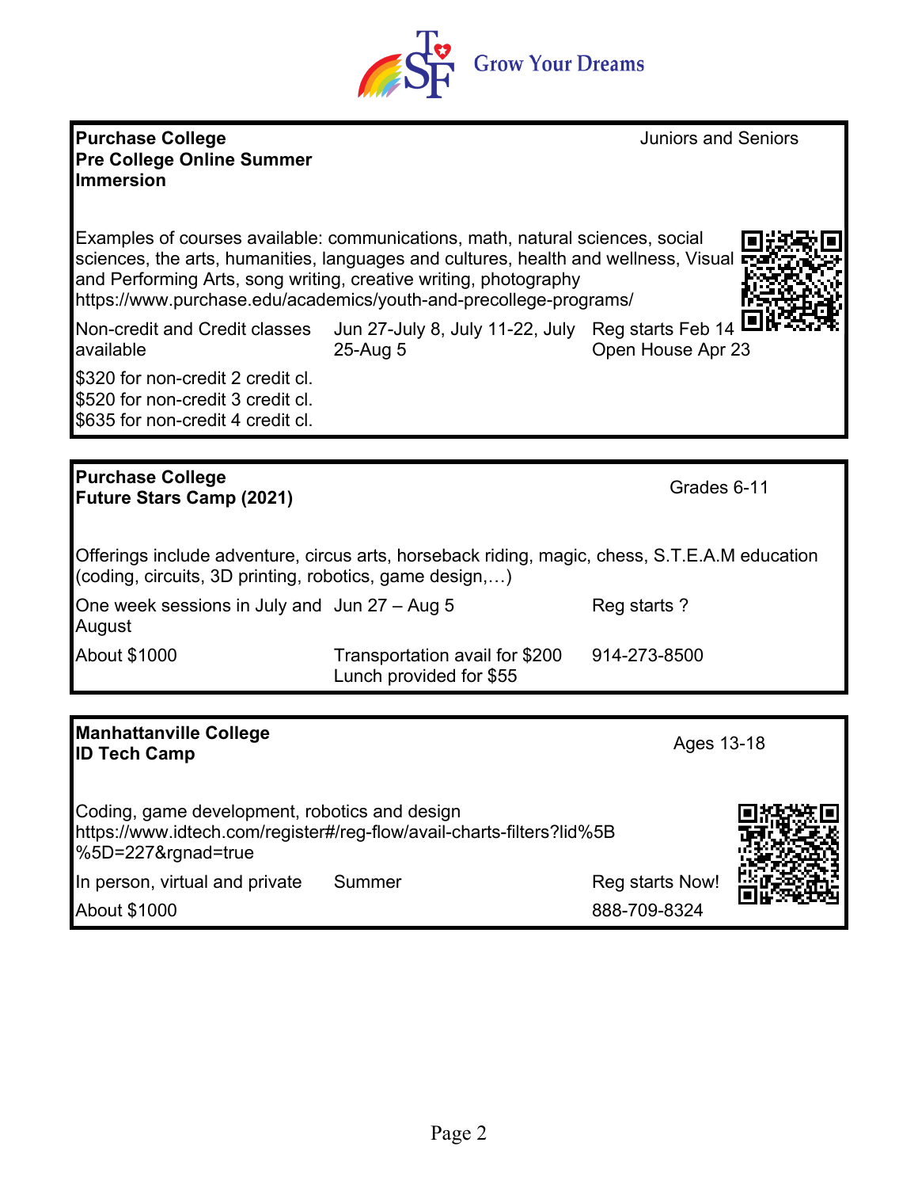**Purchase College**
**Pre College Online Summer Immersion**

Juniors and Seniors

Examples of courses available: communications, math, natural sciences, social sciences, the arts, humanities, languages and cultures, health and wellness, Visual and Performing Arts, song writing, creative writing, photography
https://www.purchase.edu/academics/youth-and-precollege-programs/

| | | |
|---|---|---|
| Non-credit and Credit classes available | Jun 27-July 8, July 11-22, July 25-Aug 5 | Reg starts Feb 14<br>Open House Apr 23 |
| $320 for non-credit 2 credit cl.<br>$520 for non-credit 3 credit cl.<br>$635 for non-credit 4 credit cl. | | |

---

**Purchase College**
**Future Stars Camp (2021)**

Grades 6-11

Offerings include adventure, circus arts, horseback riding, magic, chess, S.T.E.A.M education (coding, circuits, 3D printing, robotics, game design,…)

| | | |
|---|---|---|
| One week sessions in July and August | Jun 27 – Aug 5 | Reg starts ? |
| About $1000 | Transportation avail for $200<br>Lunch provided for $55 | 914-273-8500 |

---

**Manhattanville College**
**ID Tech Camp**

Ages 13-18

Coding, game development, robotics and design
https://www.idtech.com/register#/reg-flow/avail-charts-filters?lid%5B%5D=227&rgnad=true

| | | |
|---|---|---|
| In person, virtual and private | Summer | Reg starts Now! |
| About $1000 | | 888-709-8324 |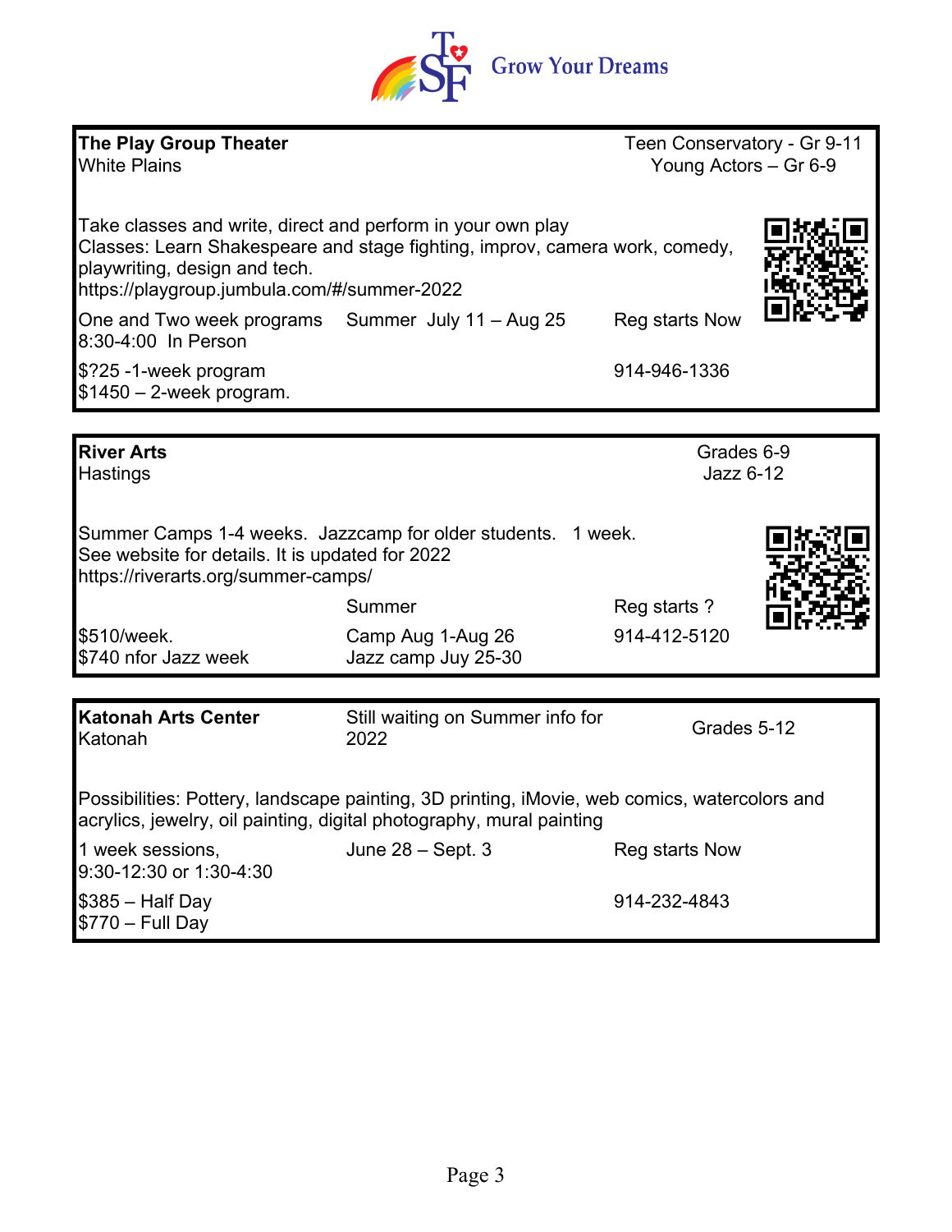Grow Your Dreams

**The Play Group Theater**
White Plains

Teen Conservatory - Gr 9-11
Young Actors – Gr 6-9

Take classes and write, direct and perform in your own play
Classes: Learn Shakespeare and stage fighting, improv, camera work, comedy, playwriting, design and tech.
https://playgroup.jumbula.com/#/summer-2022

| | | |
|---|---|---|
| One and Two week programs<br>8:30-4:00 In Person | Summer July 11 – Aug 25 | Reg starts Now |
| $?25 -1-week program<br>$1450 – 2-week program. | | 914-946-1336 |

---

**River Arts**
Hastings

Grades 6-9
Jazz 6-12

Summer Camps 1-4 weeks. Jazzcamp for older students. 1 week.
See website for details. It is updated for 2022
https://riverarts.org/summer-camps/

| | | |
|---|---|---|
| | Summer | Reg starts ? |
| $510/week.<br>$740 nfor Jazz week | Camp Aug 1-Aug 26<br>Jazz camp Juy 25-30 | 914-412-5120 |

---

**Katonah Arts Center**
Katonah

Still waiting on Summer info for 2022

Grades 5-12

Possibilities: Pottery, landscape painting, 3D printing, iMovie, web comics, watercolors and acrylics, jewelry, oil painting, digital photography, mural painting

| | | |
|---|---|---|
| 1 week sessions,<br>9:30-12:30 or 1:30-4:30 | June 28 – Sept. 3 | Reg starts Now |
| $385 – Half Day<br>$770 – Full Day | | 914-232-4843 |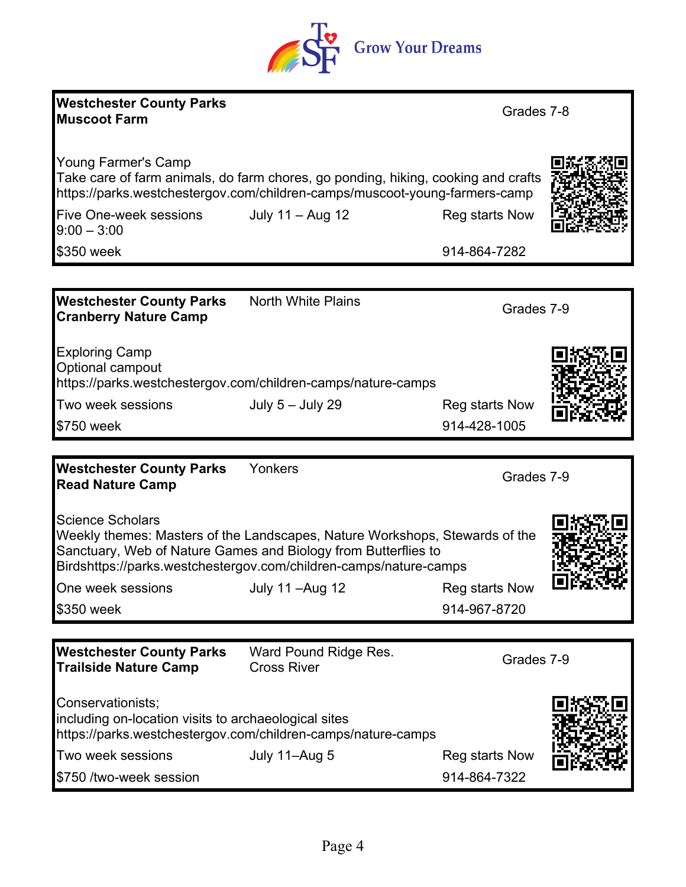Grow Your Dreams

---

**Westchester County Parks**
**Muscoot Farm**

Grades 7-8

Young Farmer's Camp
Take care of farm animals, do farm chores, go ponding, hiking, cooking and crafts
https://parks.westchestergov.com/children-camps/muscoot-young-farmers-camp

Five One-week sessions | July 11 – Aug 12 | Reg starts Now
9:00 – 3:00

$350 week | 914-864-7282

---

**Westchester County Parks**
**Cranberry Nature Camp**

North White Plains

Grades 7-9

Exploring Camp
Optional campout
https://parks.westchestergov.com/children-camps/nature-camps

Two week sessions | July 5 – July 29 | Reg starts Now

$750 week | 914-428-1005

---

**Westchester County Parks**
**Read Nature Camp**

Yonkers

Grades 7-9

Science Scholars
Weekly themes: Masters of the Landscapes, Nature Workshops, Stewards of the Sanctuary, Web of Nature Games and Biology from Butterflies to Birdshttps://parks.westchestergov.com/children-camps/nature-camps

One week sessions | July 11 –Aug 12 | Reg starts Now

$350 week | 914-967-8720

---

**Westchester County Parks**
**Trailside Nature Camp**

Ward Pound Ridge Res.
Cross River

Grades 7-9

Conservationists;
including on-location visits to archaeological sites
https://parks.westchestergov.com/children-camps/nature-camps

Two week sessions | July 11–Aug 5 | Reg starts Now

$750 /two-week session | 914-864-7322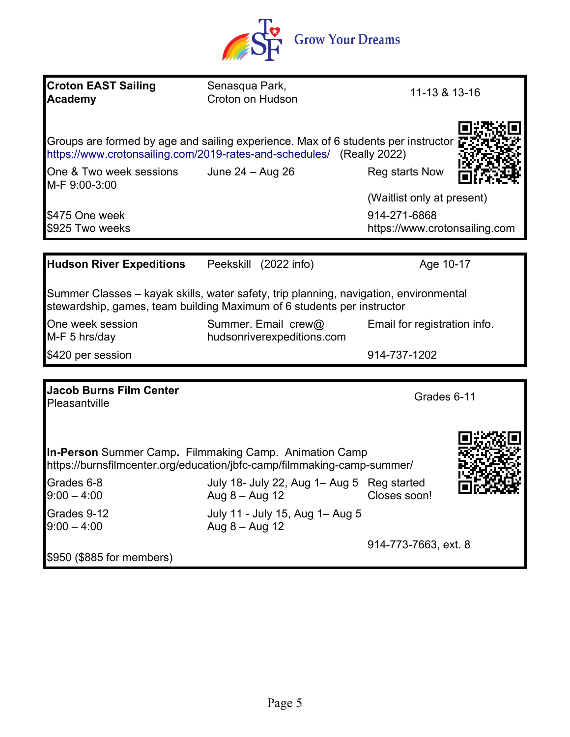Grow Your Dreams

| | | |
|---|---|---|
| **Croton EAST Sailing Academy** | Senasqua Park, Croton on Hudson | 11-13 & 13-16 |

Groups are formed by age and sailing experience. Max of 6 students per instructor
https://www.crotonsailing.com/2019-rates-and-schedules/ (Really 2022)

| | | |
|---|---|---|
| One & Two week sessions M-F 9:00-3:00 | June 24 – Aug 26 | Reg starts Now |
| | | (Waitlist only at present) |
| $475 One week<br>$925 Two weeks | | 914-271-6868<br>https://www.crotonsailing.com |

| | | |
|---|---|---|
| **Hudson River Expeditions** | Peekskill (2022 info) | Age 10-17 |

Summer Classes – kayak skills, water safety, trip planning, navigation, environmental stewardship, games, team building Maximum of 6 students per instructor

| | | |
|---|---|---|
| One week session<br>M-F 5 hrs/day | Summer. Email crew@ hudsonriverexpeditions.com | Email for registration info. |
| $420 per session | | 914-737-1202 |

| | |
|---|---|
| **Jacob Burns Film Center**<br>Pleasantville | Grades 6-11 |

**In-Person** Summer Camp. Filmmaking Camp. Animation Camp
https://burnsfilmcenter.org/education/jbfc-camp/filmmaking-camp-summer/

| | | |
|---|---|---|
| Grades 6-8<br>9:00 – 4:00 | July 18- July 22, Aug 1– Aug 5<br>Aug 8 – Aug 12 | Reg started<br>Closes soon! |
| Grades 9-12<br>9:00 – 4:00 | July 11 - July 15, Aug 1– Aug 5<br>Aug 8 – Aug 12 | |
| $950 ($885 for members) | | 914-773-7663, ext. 8 |